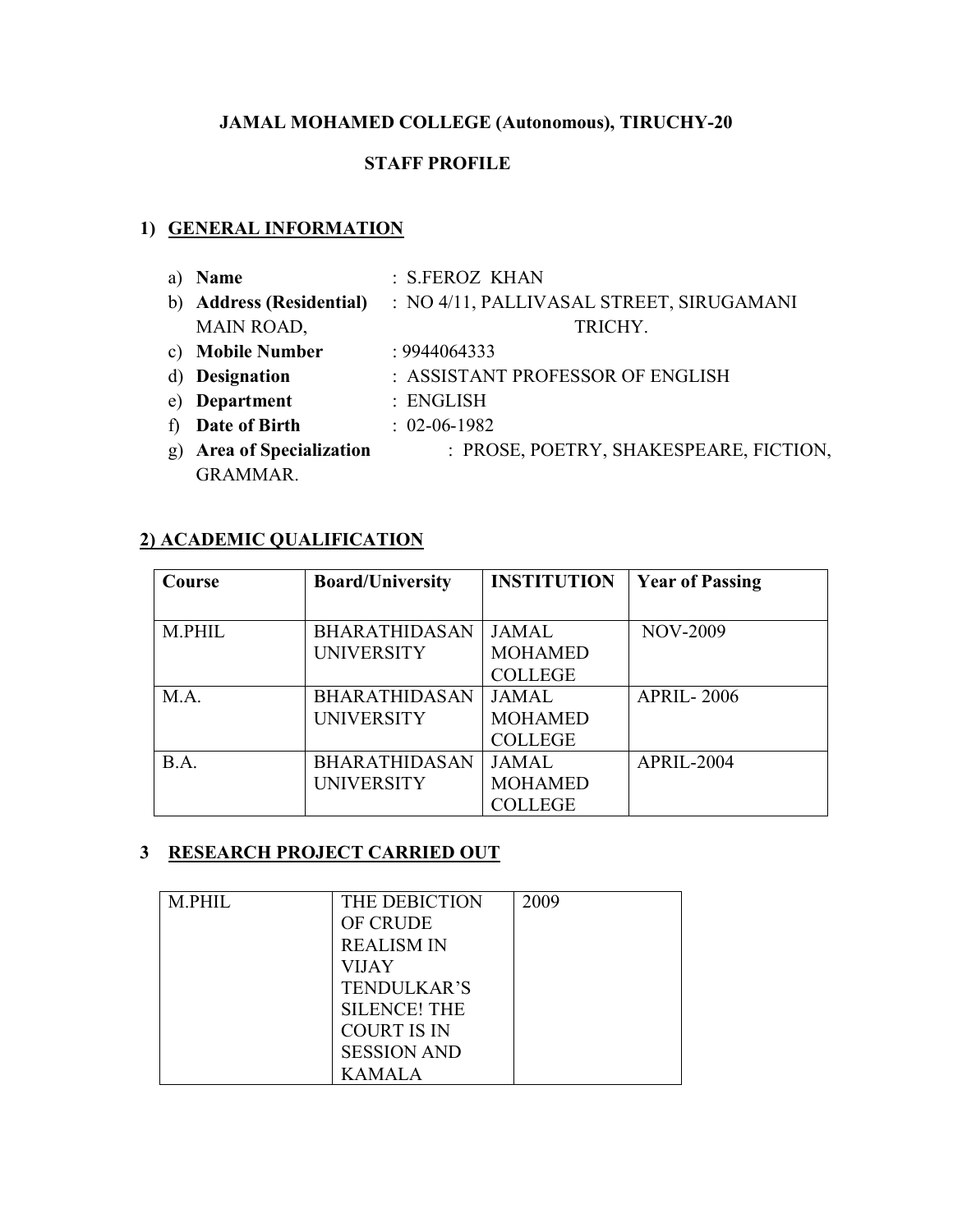**JAMAL MOHAMED COLLEGE (Autonomous), TIRUCHY-20**

**STAFF PROFILE**

## 1) GENERAL INFORMATION

a) **Name** : S.FEROZ KHAN
b) **Address (Residential)** : NO 4/11, PALLIVASAL STREET, SIRUGAMANI MAIN ROAD, TRICHY.
c) **Mobile Number** : 9944064333
d) **Designation** : ASSISTANT PROFESSOR OF ENGLISH
e) **Department** : ENGLISH
f) **Date of Birth** : 02-06-1982
g) **Area of Specialization** : PROSE, POETRY, SHAKESPEARE, FICTION, GRAMMAR.

## 2) ACADEMIC QUALIFICATION

| Course | Board/University | INSTITUTION | Year of Passing |
|---|---|---|---|
| M.PHIL | BHARATHIDASAN UNIVERSITY | JAMAL MOHAMED COLLEGE | NOV-2009 |
| M.A. | BHARATHIDASAN UNIVERSITY | JAMAL MOHAMED COLLEGE | APRIL- 2006 |
| B.A. | BHARATHIDASAN UNIVERSITY | JAMAL MOHAMED COLLEGE | APRIL-2004 |

## 3 RESEARCH PROJECT CARRIED OUT

| | | |
|---|---|---|
| M.PHIL | THE DEBICTION OF CRUDE REALISM IN VIJAY TENDULKAR'S SILENCE! THE COURT IS IN SESSION AND KAMALA | 2009 |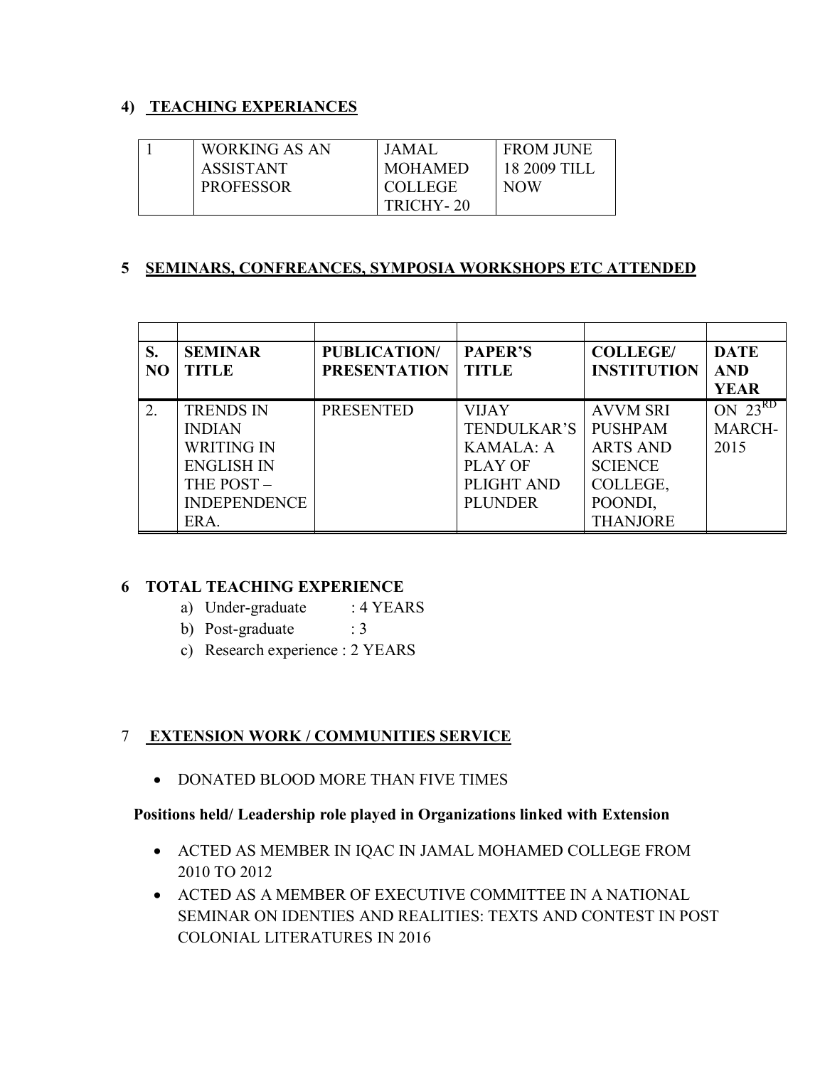## 4) TEACHING EXPERIANCES

| 1 | WORKING AS AN ASSISTANT PROFESSOR | JAMAL MOHAMED COLLEGE TRICHY- 20 | FROM JUNE 18 2009 TILL NOW |
|---|---|---|---|

## 5 SEMINARS, CONFREANCES, SYMPOSIA WORKSHOPS ETC ATTENDED

| S. NO | SEMINAR TITLE | PUBLICATION/ PRESENTATION | PAPER'S TITLE | COLLEGE/ INSTITUTION | DATE AND YEAR |
|---|---|---|---|---|---|
| 2. | TRENDS IN INDIAN WRITING IN ENGLISH IN THE POST – INDEPENDENCE ERA. | PRESENTED | VIJAY TENDULKAR'S KAMALA: A PLAY OF PLIGHT AND PLUNDER | AVVM SRI PUSHPAM ARTS AND SCIENCE COLLEGE, POONDI, THANJORE | ON 23RD MARCH-2015 |

## 6 TOTAL TEACHING EXPERIENCE

a) Under-graduate : 4 YEARS
b) Post-graduate : 3
c) Research experience : 2 YEARS

## 7 EXTENSION WORK / COMMUNITIES SERVICE

- DONATED BLOOD MORE THAN FIVE TIMES

**Positions held/ Leadership role played in Organizations linked with Extension**

- ACTED AS MEMBER IN IQAC IN JAMAL MOHAMED COLLEGE FROM 2010 TO 2012
- ACTED AS A MEMBER OF EXECUTIVE COMMITTEE IN A NATIONAL SEMINAR ON IDENTIES AND REALITIES: TEXTS AND CONTEST IN POST COLONIAL LITERATURES IN 2016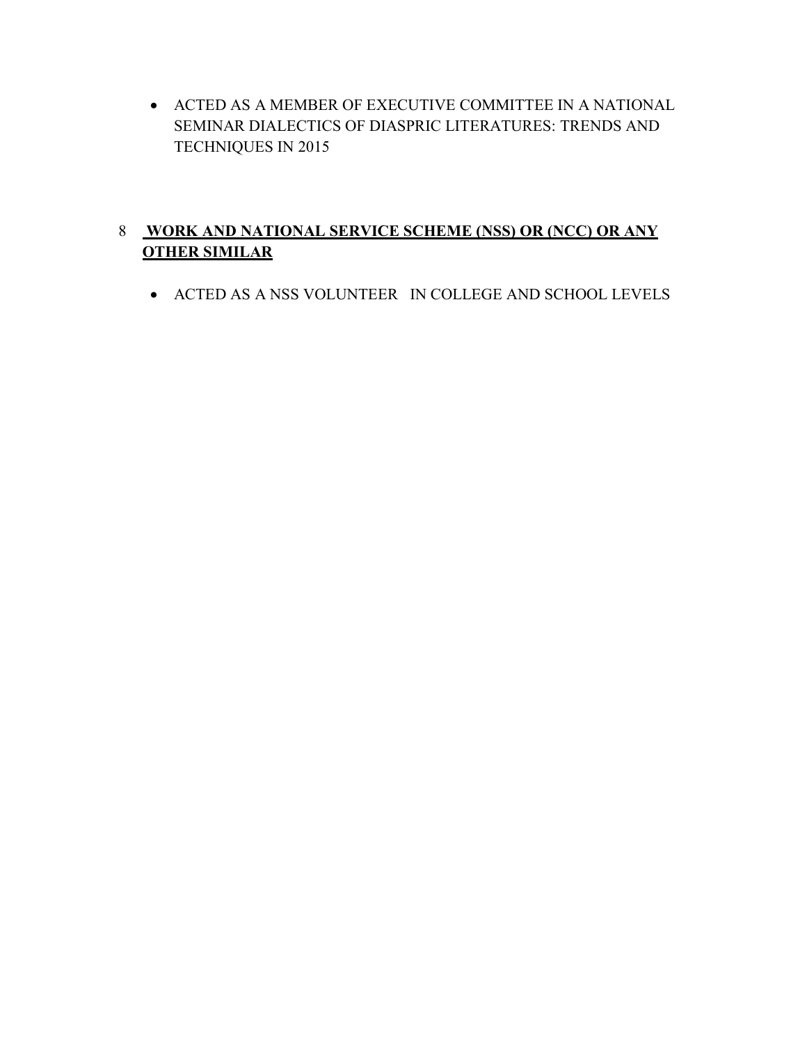- ACTED AS A MEMBER OF EXECUTIVE COMMITTEE IN A NATIONAL SEMINAR DIALECTICS OF DIASPRIC LITERATURES: TRENDS AND TECHNIQUES IN 2015

8 **WORK AND NATIONAL SERVICE SCHEME (NSS) OR (NCC) OR ANY OTHER SIMILAR**

- ACTED AS A NSS VOLUNTEER IN COLLEGE AND SCHOOL LEVELS